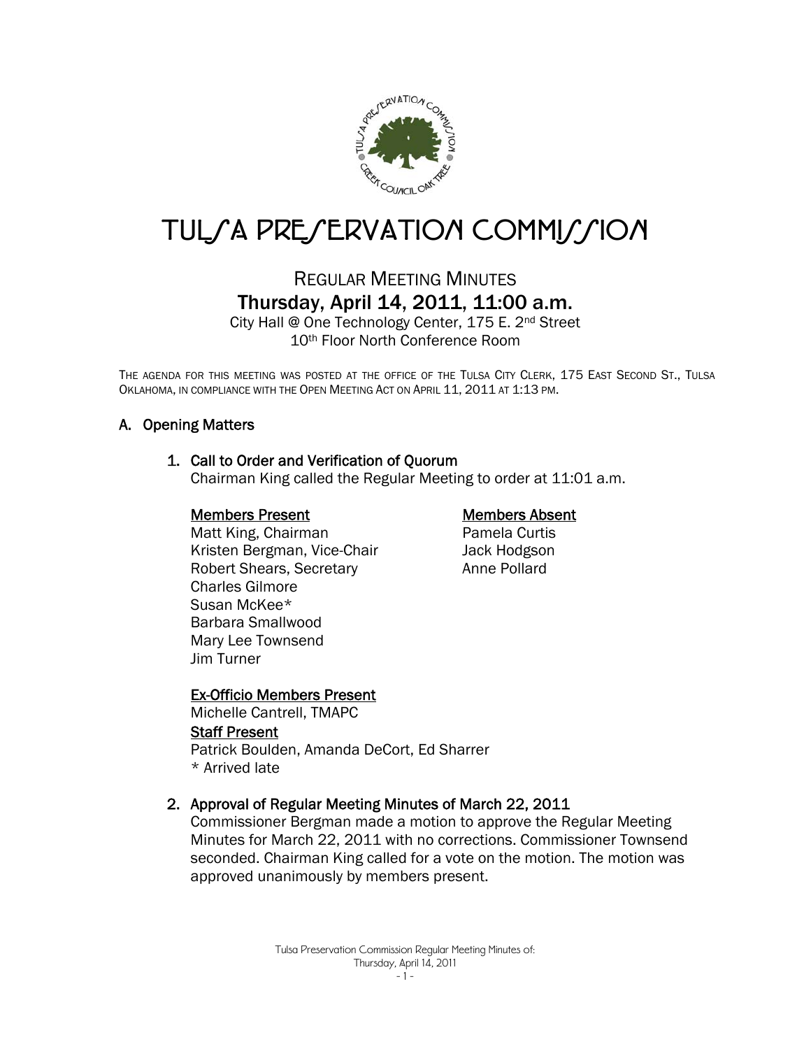# TULSA PRESERVATION COMMISSION

## REGULAR MEETING MINUTES

### Thursday, April 14, 2011, 11:00 a.m.

City Hall @ One Technology Center, 175 E. 2nd Street
10th Floor North Conference Room

THE AGENDA FOR THIS MEETING WAS POSTED AT THE OFFICE OF THE TULSA CITY CLERK, 175 EAST SECOND ST., TULSA OKLAHOMA, IN COMPLIANCE WITH THE OPEN MEETING ACT ON APRIL 11, 2011 AT 1:13 PM.

## A. Opening Matters

### 1. Call to Order and Verification of Quorum

Chairman King called the Regular Meeting to order at 11:01 a.m.

**Members Present**

Matt King, Chairman
Kristen Bergman, Vice-Chair
Robert Shears, Secretary
Charles Gilmore
Susan McKee*
Barbara Smallwood
Mary Lee Townsend
Jim Turner

**Members Absent**

Pamela Curtis
Jack Hodgson
Anne Pollard

**Ex-Officio Members Present**

Michelle Cantrell, TMAPC

**Staff Present**

Patrick Boulden, Amanda DeCort, Ed Sharrer
* Arrived late

### 2. Approval of Regular Meeting Minutes of March 22, 2011

Commissioner Bergman made a motion to approve the Regular Meeting Minutes for March 22, 2011 with no corrections. Commissioner Townsend seconded. Chairman King called for a vote on the motion. The motion was approved unanimously by members present.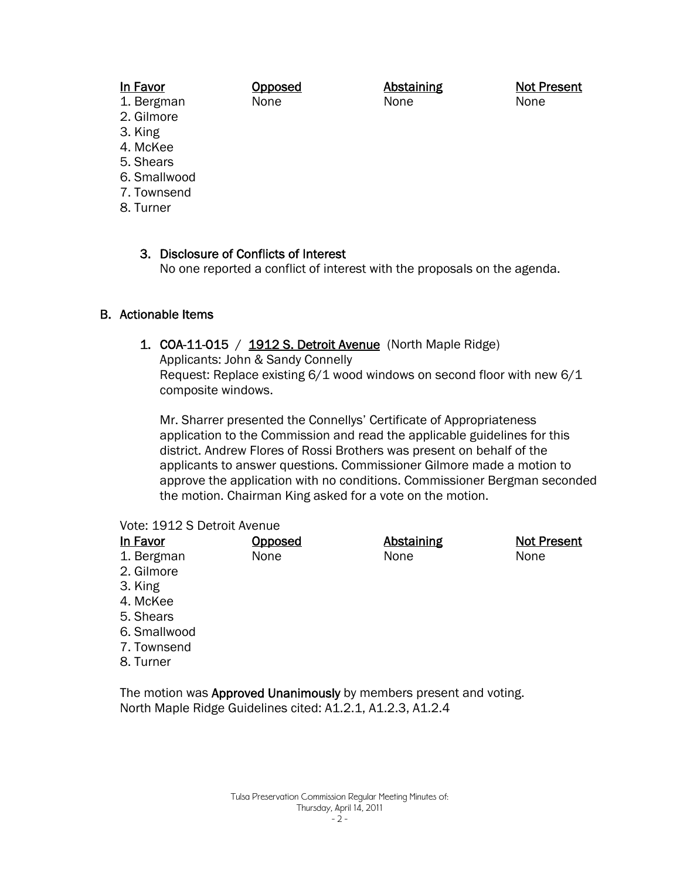| In Favor | Opposed | Abstaining | Not Present |
|---|---|---|---|
| 1. Bergman | None | None | None |
| 2. Gilmore | | | |
| 3. King | | | |
| 4. McKee | | | |
| 5. Shears | | | |
| 6. Smallwood | | | |
| 7. Townsend | | | |
| 8. Turner | | | |

3. Disclosure of Conflicts of Interest
   No one reported a conflict of interest with the proposals on the agenda.

## B. Actionable Items

1. COA-11-015 / 1912 S. Detroit Avenue (North Maple Ridge)
   Applicants: John & Sandy Connelly
   Request: Replace existing 6/1 wood windows on second floor with new 6/1 composite windows.

   Mr. Sharrer presented the Connellys' Certificate of Appropriateness application to the Commission and read the applicable guidelines for this district. Andrew Flores of Rossi Brothers was present on behalf of the applicants to answer questions. Commissioner Gilmore made a motion to approve the application with no conditions. Commissioner Bergman seconded the motion. Chairman King asked for a vote on the motion.

Vote: 1912 S Detroit Avenue

| In Favor | Opposed | Abstaining | Not Present |
|---|---|---|---|
| 1. Bergman | None | None | None |
| 2. Gilmore | | | |
| 3. King | | | |
| 4. McKee | | | |
| 5. Shears | | | |
| 6. Smallwood | | | |
| 7. Townsend | | | |
| 8. Turner | | | |

The motion was **Approved Unanimously** by members present and voting.
North Maple Ridge Guidelines cited: A1.2.1, A1.2.3, A1.2.4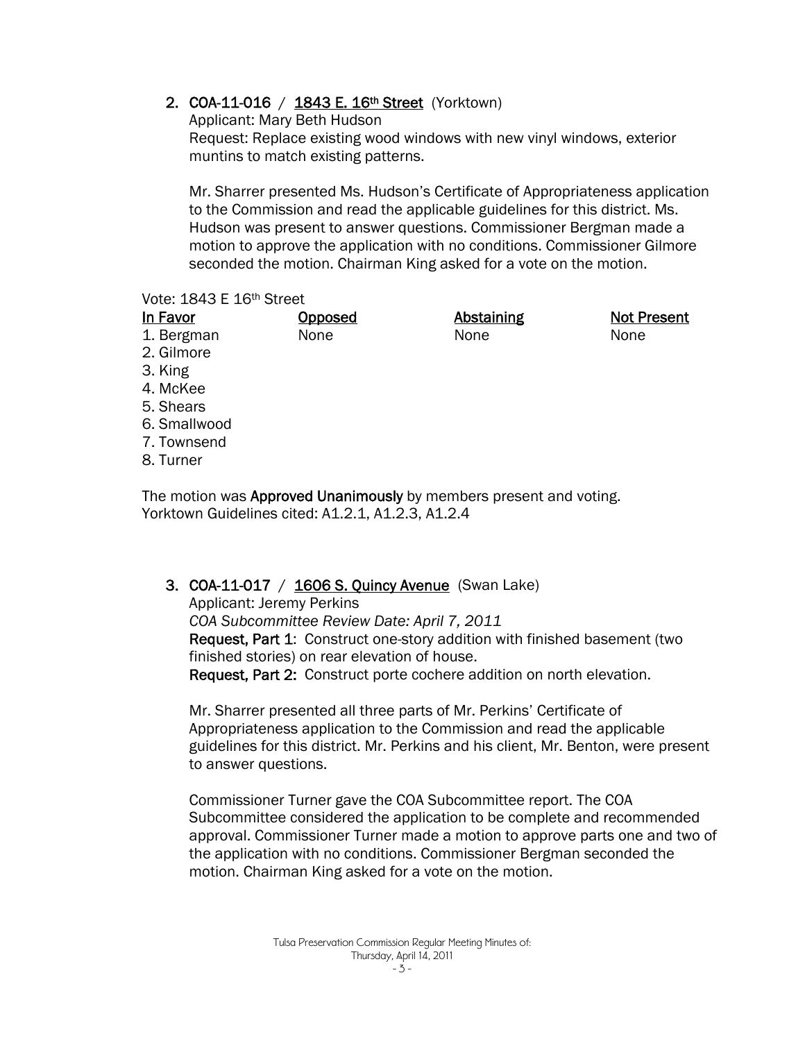2. **COA-11-016 / 1843 E. 16th Street** (Yorktown)
   Applicant: Mary Beth Hudson
   Request: Replace existing wood windows with new vinyl windows, exterior muntins to match existing patterns.

   Mr. Sharrer presented Ms. Hudson's Certificate of Appropriateness application to the Commission and read the applicable guidelines for this district. Ms. Hudson was present to answer questions. Commissioner Bergman made a motion to approve the application with no conditions. Commissioner Gilmore seconded the motion. Chairman King asked for a vote on the motion.

Vote: 1843 E 16th Street

| In Favor | Opposed | Abstaining | Not Present |
|---|---|---|---|
| 1. Bergman | None | None | None |
| 2. Gilmore | | | |
| 3. King | | | |
| 4. McKee | | | |
| 5. Shears | | | |
| 6. Smallwood | | | |
| 7. Townsend | | | |
| 8. Turner | | | |

The motion was **Approved Unanimously** by members present and voting.
Yorktown Guidelines cited: A1.2.1, A1.2.3, A1.2.4

3. **COA-11-017 / 1606 S. Quincy Avenue** (Swan Lake)
   Applicant: Jeremy Perkins
   *COA Subcommittee Review Date: April 7, 2011*
   **Request, Part 1**: Construct one-story addition with finished basement (two finished stories) on rear elevation of house.
   **Request, Part 2:** Construct porte cochere addition on north elevation.

   Mr. Sharrer presented all three parts of Mr. Perkins' Certificate of Appropriateness application to the Commission and read the applicable guidelines for this district. Mr. Perkins and his client, Mr. Benton, were present to answer questions.

   Commissioner Turner gave the COA Subcommittee report. The COA Subcommittee considered the application to be complete and recommended approval. Commissioner Turner made a motion to approve parts one and two of the application with no conditions. Commissioner Bergman seconded the motion. Chairman King asked for a vote on the motion.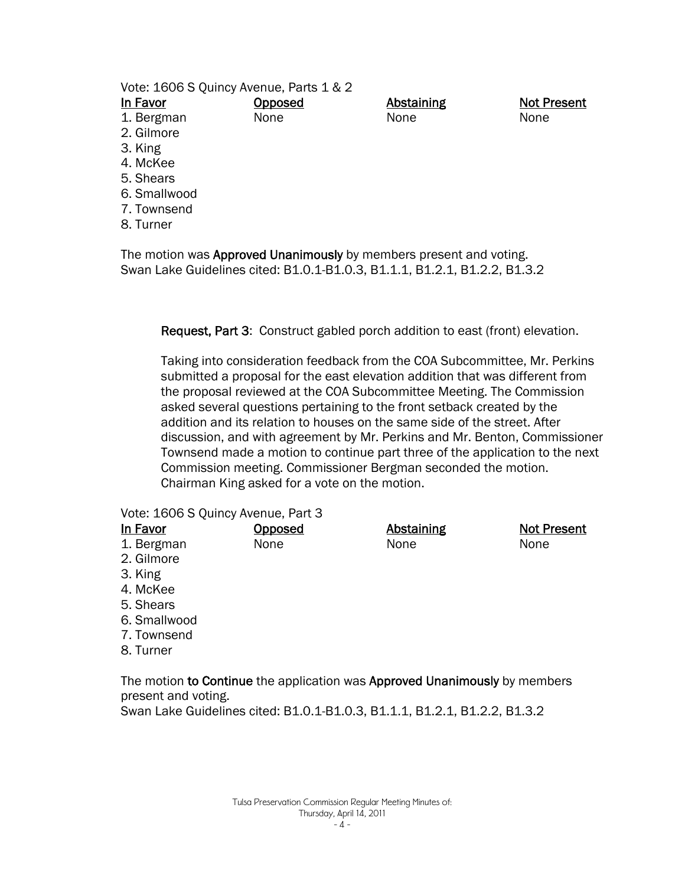Vote: 1606 S Quincy Avenue, Parts 1 & 2

| In Favor | Opposed | Abstaining | Not Present |
|---|---|---|---|
| 1. Bergman | None | None | None |
| 2. Gilmore | | | |
| 3. King | | | |
| 4. McKee | | | |
| 5. Shears | | | |
| 6. Smallwood | | | |
| 7. Townsend | | | |
| 8. Turner | | | |

The motion was **Approved Unanimously** by members present and voting.
Swan Lake Guidelines cited: B1.0.1-B1.0.3, B1.1.1, B1.2.1, B1.2.2, B1.3.2

**Request, Part 3**: Construct gabled porch addition to east (front) elevation.

Taking into consideration feedback from the COA Subcommittee, Mr. Perkins submitted a proposal for the east elevation addition that was different from the proposal reviewed at the COA Subcommittee Meeting. The Commission asked several questions pertaining to the front setback created by the addition and its relation to houses on the same side of the street. After discussion, and with agreement by Mr. Perkins and Mr. Benton, Commissioner Townsend made a motion to continue part three of the application to the next Commission meeting. Commissioner Bergman seconded the motion. Chairman King asked for a vote on the motion.

Vote: 1606 S Quincy Avenue, Part 3

| In Favor | Opposed | Abstaining | Not Present |
|---|---|---|---|
| 1. Bergman | None | None | None |
| 2. Gilmore | | | |
| 3. King | | | |
| 4. McKee | | | |
| 5. Shears | | | |
| 6. Smallwood | | | |
| 7. Townsend | | | |
| 8. Turner | | | |

The motion **to Continue** the application was **Approved Unanimously** by members present and voting.
Swan Lake Guidelines cited: B1.0.1-B1.0.3, B1.1.1, B1.2.1, B1.2.2, B1.3.2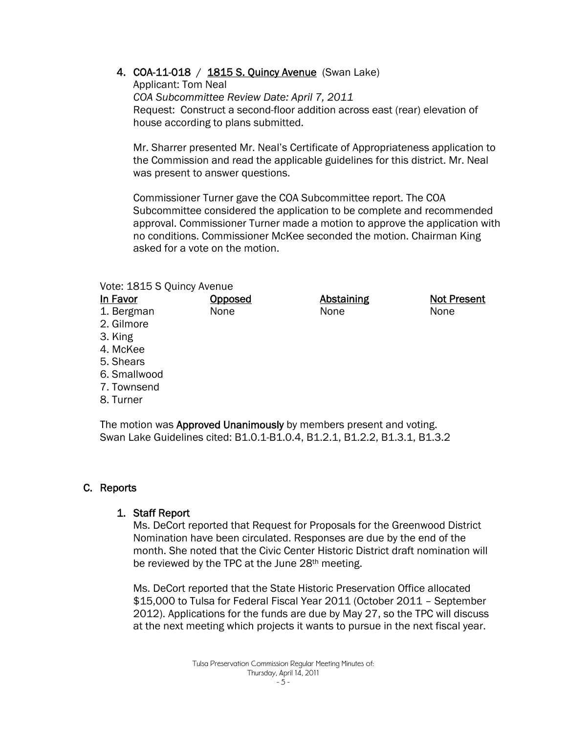4. **COA-11-018 / 1815 S. Quincy Avenue** (Swan Lake)
   Applicant: Tom Neal
   *COA Subcommittee Review Date: April 7, 2011*
   Request: Construct a second-floor addition across east (rear) elevation of house according to plans submitted.

   Mr. Sharrer presented Mr. Neal's Certificate of Appropriateness application to the Commission and read the applicable guidelines for this district. Mr. Neal was present to answer questions.

   Commissioner Turner gave the COA Subcommittee report. The COA Subcommittee considered the application to be complete and recommended approval. Commissioner Turner made a motion to approve the application with no conditions. Commissioner McKee seconded the motion. Chairman King asked for a vote on the motion.

Vote: 1815 S Quincy Avenue

| In Favor | Opposed | Abstaining | Not Present |
|---|---|---|---|
| 1. Bergman | None | None | None |
| 2. Gilmore | | | |
| 3. King | | | |
| 4. McKee | | | |
| 5. Shears | | | |
| 6. Smallwood | | | |
| 7. Townsend | | | |
| 8. Turner | | | |

The motion was **Approved Unanimously** by members present and voting.
Swan Lake Guidelines cited: B1.0.1-B1.0.4, B1.2.1, B1.2.2, B1.3.1, B1.3.2

## C. Reports

### 1. Staff Report

Ms. DeCort reported that Request for Proposals for the Greenwood District Nomination have been circulated. Responses are due by the end of the month. She noted that the Civic Center Historic District draft nomination will be reviewed by the TPC at the June 28th meeting.

Ms. DeCort reported that the State Historic Preservation Office allocated $15,000 to Tulsa for Federal Fiscal Year 2011 (October 2011 – September 2012). Applications for the funds are due by May 27, so the TPC will discuss at the next meeting which projects it wants to pursue in the next fiscal year.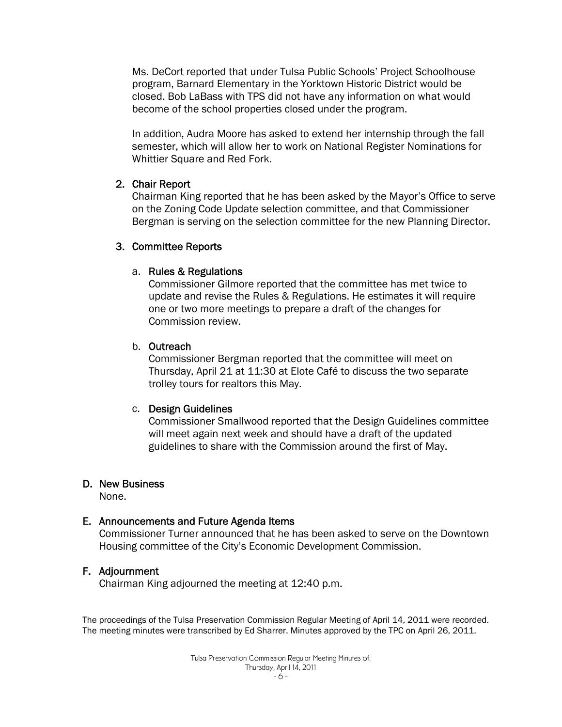Ms. DeCort reported that under Tulsa Public Schools' Project Schoolhouse program, Barnard Elementary in the Yorktown Historic District would be closed. Bob LaBass with TPS did not have any information on what would become of the school properties closed under the program.

In addition, Audra Moore has asked to extend her internship through the fall semester, which will allow her to work on National Register Nominations for Whittier Square and Red Fork.

2. Chair Report

Chairman King reported that he has been asked by the Mayor's Office to serve on the Zoning Code Update selection committee, and that Commissioner Bergman is serving on the selection committee for the new Planning Director.

3. Committee Reports

a. Rules & Regulations

Commissioner Gilmore reported that the committee has met twice to update and revise the Rules & Regulations. He estimates it will require one or two more meetings to prepare a draft of the changes for Commission review.

b. Outreach

Commissioner Bergman reported that the committee will meet on Thursday, April 21 at 11:30 at Elote Café to discuss the two separate trolley tours for realtors this May.

c. Design Guidelines

Commissioner Smallwood reported that the Design Guidelines committee will meet again next week and should have a draft of the updated guidelines to share with the Commission around the first of May.

## D. New Business

None.

## E. Announcements and Future Agenda Items

Commissioner Turner announced that he has been asked to serve on the Downtown Housing committee of the City's Economic Development Commission.

## F. Adjournment

Chairman King adjourned the meeting at 12:40 p.m.

The proceedings of the Tulsa Preservation Commission Regular Meeting of April 14, 2011 were recorded. The meeting minutes were transcribed by Ed Sharrer. Minutes approved by the TPC on April 26, 2011.